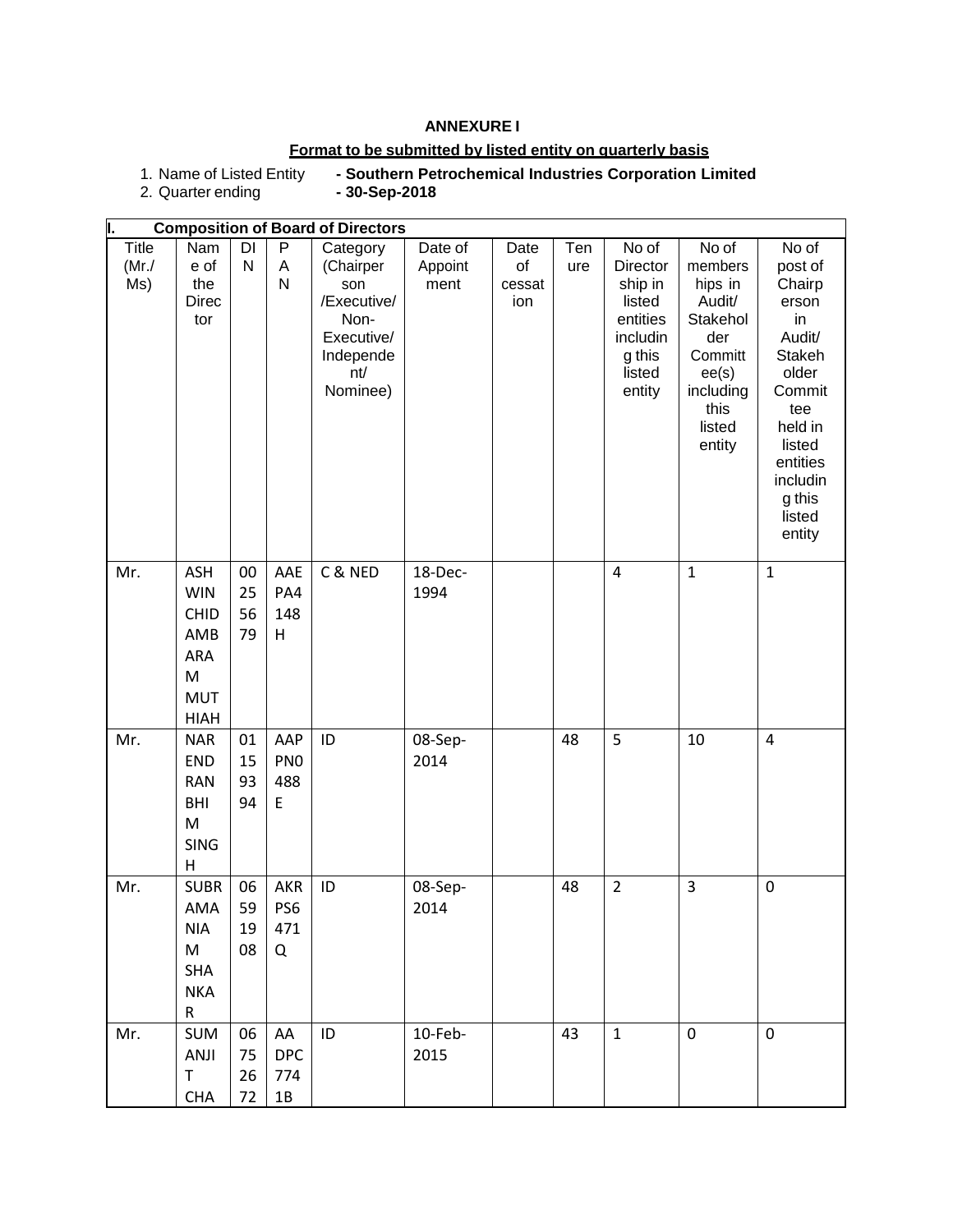**ANNEXURE I**

**Format to be submitted by listed entity on quarterly basis**

1. Name of Listed Entity **- Southern Petrochemical Industries Corporation Limited**
2. Quarter ending **- 30-Sep-2018**

| **I. Composition of Board of Directors** | | | | | | | | | | |
|---|---|---|---|---|---|---|---|---|---|---|
| Title (Mr./ Ms) | Name of the Director | DIN | PAN | Category (Chairperson /Executive/ Non-Executive/ Independent/ Nominee) | Date of Appointment | Date of cessation | Tenure | No of Directorship in listed entities including this listed entity | No of memberships in Audit/ Stakeholder Committee(s) including this listed entity | No of post of Chairperson in Audit/ Stakeholder Committee held in listed entities including this listed entity |
| Mr. | ASHWIN CHIDAMBARAM MUTHIAH | 00255679 | AAEPA4148H | C & NED | 18-Dec-1994 | | | 4 | 1 | 1 |
| Mr. | NARENDRAN BHIM SINGH | 01159394 | AAPPN0488E | ID | 08-Sep-2014 | | 48 | 5 | 10 | 4 |
| Mr. | SUBRAMANIAM SHANKAR | 06591908 | AKRPS6471Q | ID | 08-Sep-2014 | | 48 | 2 | 3 | 0 |
| Mr. | SUMANJIT CHA | 06752672 | AADPC7741B | ID | 10-Feb-2015 | | 43 | 1 | 0 | 0 |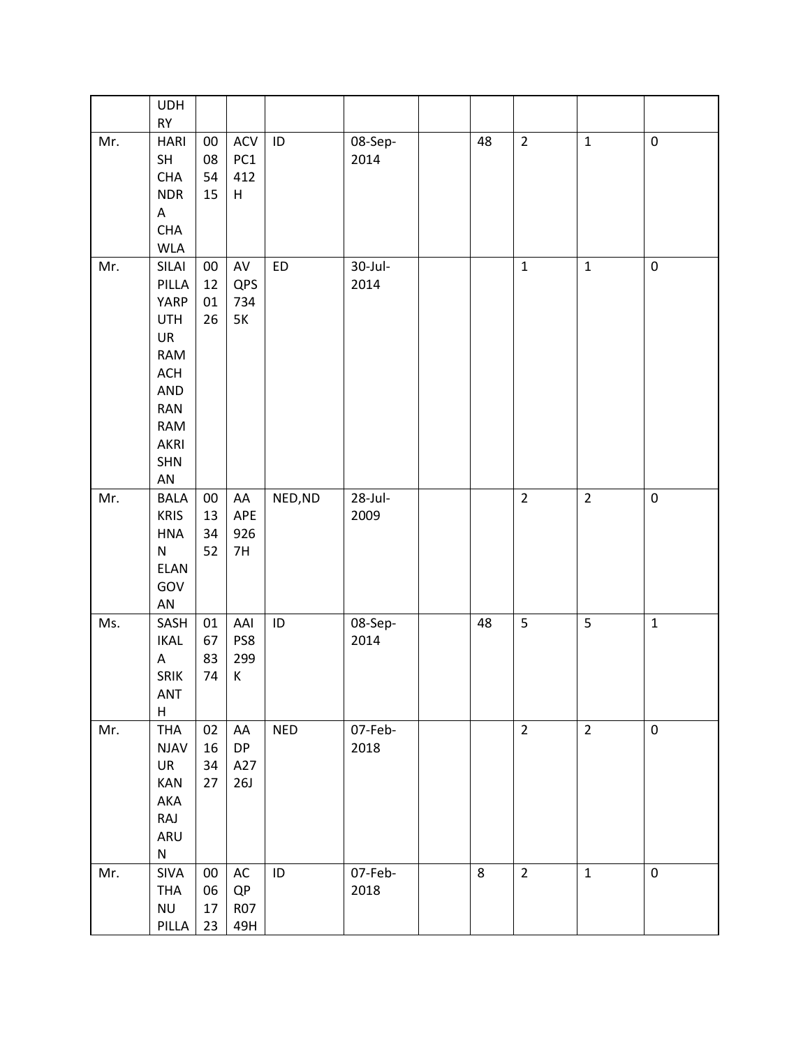| | | | | | | | | | | |
|---|---|---|---|---|---|---|---|---|---|---|
| | UDHRY | | | | | | | | | |
| Mr. | HARISH CHANDRA CHAWLA | 00085415 | ACVPC1412H | ID | 08-Sep-2014 | | 48 | 2 | 1 | 0 |
| Mr. | SILAI PILLAYARPUTHUR RAMACHANDRAN RAMAKRISHNAN | 00120126 | AVQPS7345K | ED | 30-Jul-2014 | | | 1 | 1 | 0 |
| Mr. | BALAKRISHNAN ELANGOVAN | 00133452 | AAAPE9267H | NED,ND | 28-Jul-2009 | | | 2 | 2 | 0 |
| Ms. | SASHIKALA SRIKANTH | 01678374 | AAIPS8299K | ID | 08-Sep-2014 | | 48 | 5 | 5 | 1 |
| Mr. | THANJAVUR KANAKARAJ ARUN | 02163427 | AADPA2726J | NED | 07-Feb-2018 | | | 2 | 2 | 0 |
| Mr. | SIVATHANU PILLA | 00061723 | ACQPR0749H | ID | 07-Feb-2018 | | 8 | 2 | 1 | 0 |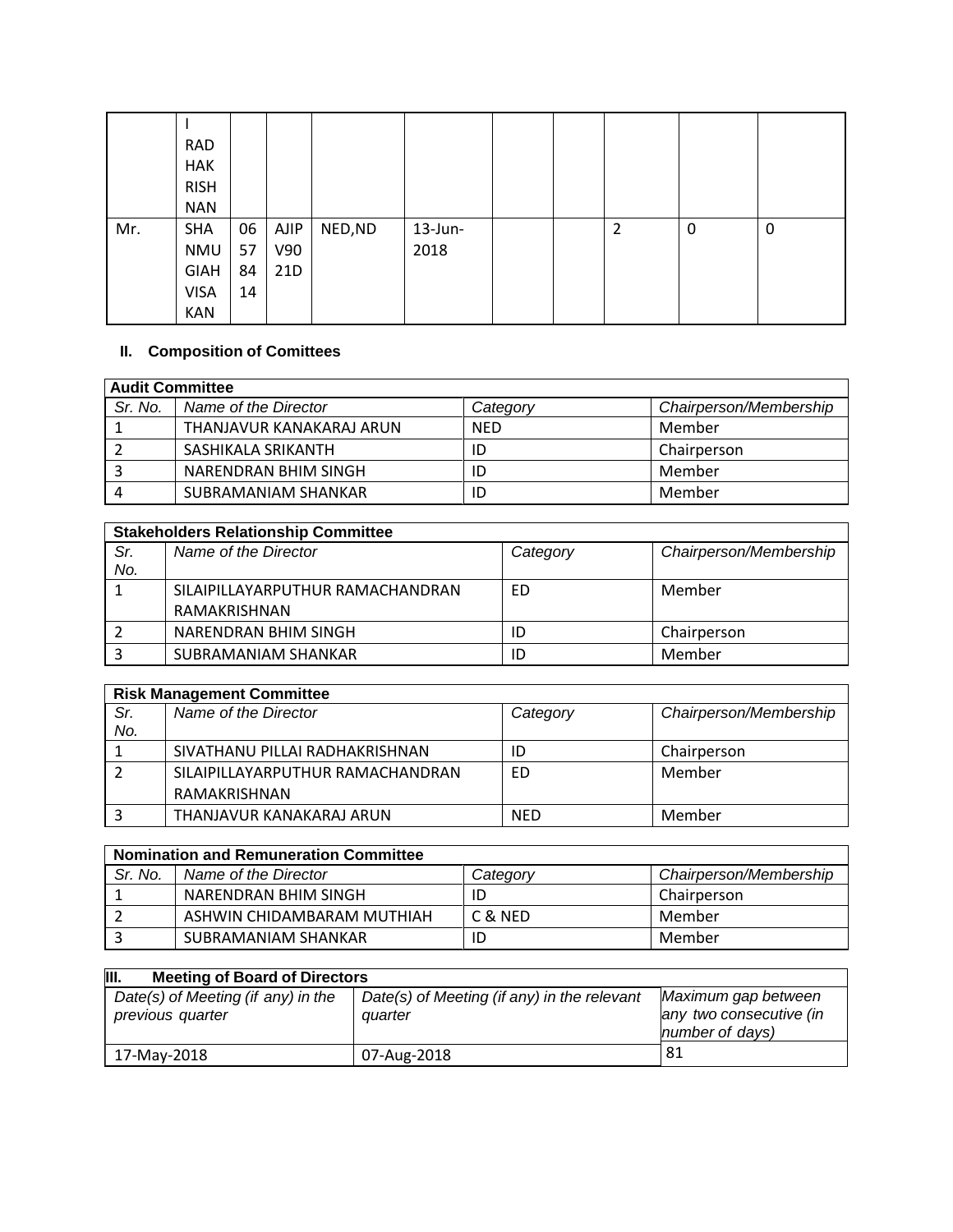|  | I RADHAKRISHNAN |  |  |  |  |  |  |  |  |  |
|---|---|---|---|---|---|---|---|---|---|---|
| Mr. | SHANMUGIAH VISAKAN | 06578414 | AJIPV9021D | NED,ND | 13-Jun-2018 |  |  | 2 | 0 | 0 |

**II. Composition of Comittees**

| **Audit Committee** | | | |
|---|---|---|---|
| *Sr. No.* | *Name of the Director* | *Category* | *Chairperson/Membership* |
| 1 | THANJAVUR KANAKARAJ ARUN | NED | Member |
| 2 | SASHIKALA SRIKANTH | ID | Chairperson |
| 3 | NARENDRAN BHIM SINGH | ID | Member |
| 4 | SUBRAMANIAM SHANKAR | ID | Member |

| **Stakeholders Relationship Committee** | | | |
|---|---|---|---|
| *Sr. No.* | *Name of the Director* | *Category* | *Chairperson/Membership* |
| 1 | SILAIPILLAYARPUTHUR RAMACHANDRAN RAMAKRISHNAN | ED | Member |
| 2 | NARENDRAN BHIM SINGH | ID | Chairperson |
| 3 | SUBRAMANIAM SHANKAR | ID | Member |

| **Risk Management Committee** | | | |
|---|---|---|---|
| *Sr. No.* | *Name of the Director* | *Category* | *Chairperson/Membership* |
| 1 | SIVATHANU PILLAI RADHAKRISHNAN | ID | Chairperson |
| 2 | SILAIPILLAYARPUTHUR RAMACHANDRAN RAMAKRISHNAN | ED | Member |
| 3 | THANJAVUR KANAKARAJ ARUN | NED | Member |

| **Nomination and Remuneration Committee** | | | |
|---|---|---|---|
| *Sr. No.* | *Name of the Director* | *Category* | *Chairperson/Membership* |
| 1 | NARENDRAN BHIM SINGH | ID | Chairperson |
| 2 | ASHWIN CHIDAMBARAM MUTHIAH | C & NED | Member |
| 3 | SUBRAMANIAM SHANKAR | ID | Member |

| **III. Meeting of Board of Directors** | | |
|---|---|---|
| *Date(s) of Meeting (if any) in the previous quarter* | *Date(s) of Meeting (if any) in the relevant quarter* | *Maximum gap between any two consecutive (in number of days)* |
| 17-May-2018 | 07-Aug-2018 | 81 |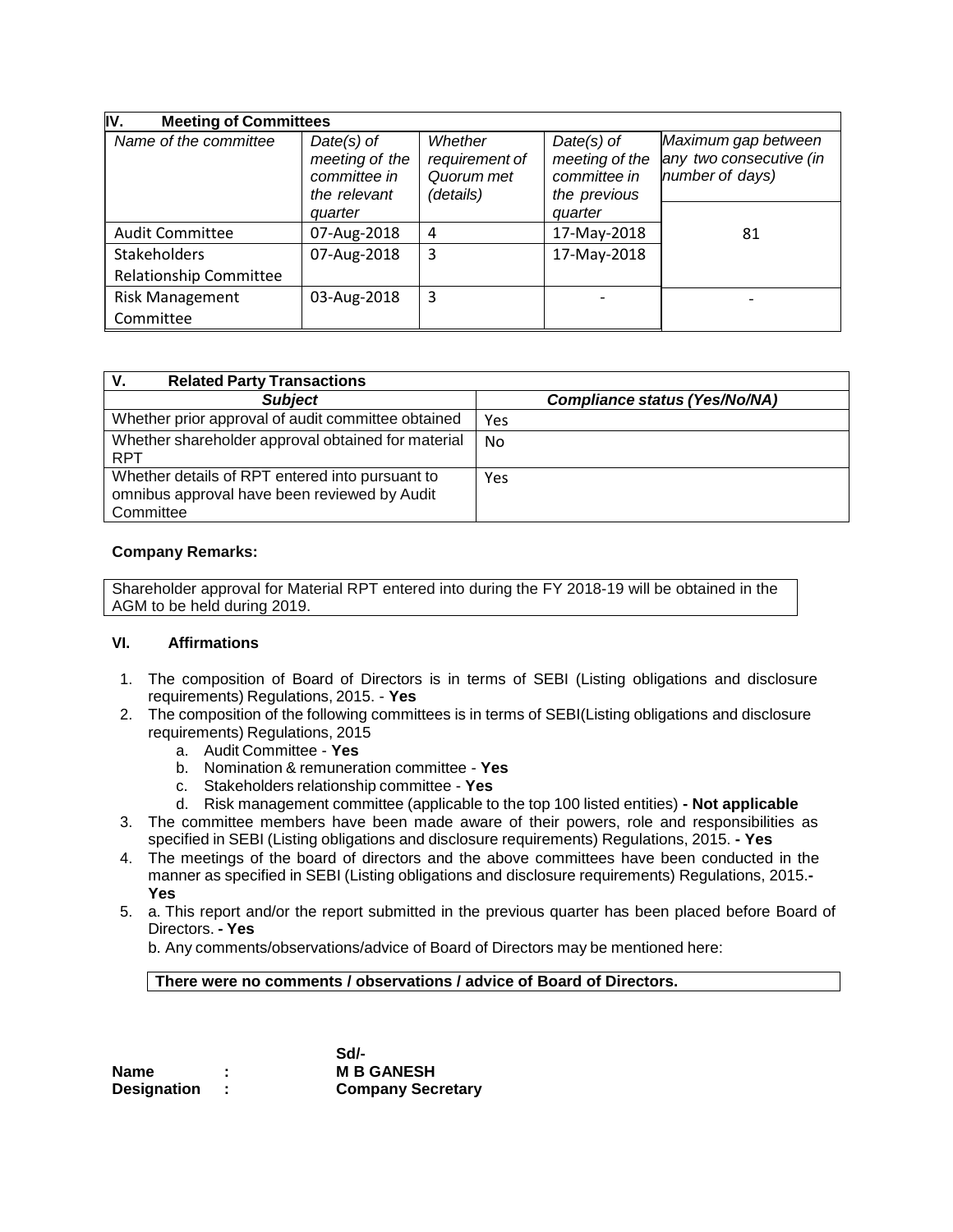| IV. Meeting of Committees | | | | |
|---|---|---|---|---|
| *Name of the committee* | *Date(s) of meeting of the committee in the relevant quarter* | *Whether requirement of Quorum met (details)* | *Date(s) of meeting of the committee in the previous quarter* | *Maximum gap between any two consecutive (in number of days)* |
| Audit Committee | 07-Aug-2018 | 4 | 17-May-2018 | 81 |
| Stakeholders Relationship Committee | 07-Aug-2018 | 3 | 17-May-2018 | |
| Risk Management Committee | 03-Aug-2018 | 3 | - | - |

| V. Related Party Transactions | |
|---|---|
| ***Subject*** | ***Compliance status (Yes/No/NA)*** |
| Whether prior approval of audit committee obtained | Yes |
| Whether shareholder approval obtained for material RPT | No |
| Whether details of RPT entered into pursuant to omnibus approval have been reviewed by Audit Committee | Yes |

**Company Remarks:**

Shareholder approval for Material RPT entered into during the FY 2018-19 will be obtained in the AGM to be held during 2019.

### VI. Affirmations

1. The composition of Board of Directors is in terms of SEBI (Listing obligations and disclosure requirements) Regulations, 2015. - **Yes**
2. The composition of the following committees is in terms of SEBI(Listing obligations and disclosure requirements) Regulations, 2015
   a. Audit Committee - **Yes**
   b. Nomination & remuneration committee - **Yes**
   c. Stakeholders relationship committee - **Yes**
   d. Risk management committee (applicable to the top 100 listed entities) **- Not applicable**
3. The committee members have been made aware of their powers, role and responsibilities as specified in SEBI (Listing obligations and disclosure requirements) Regulations, 2015. **- Yes**
4. The meetings of the board of directors and the above committees have been conducted in the manner as specified in SEBI (Listing obligations and disclosure requirements) Regulations, 2015.**- Yes**
5. a. This report and/or the report submitted in the previous quarter has been placed before Board of Directors. **- Yes**

   b. Any comments/observations/advice of Board of Directors may be mentioned here:

   **There were no comments / observations / advice of Board of Directors.**

**Sd/-**

**Name : M B GANESH**

**Designation : Company Secretary**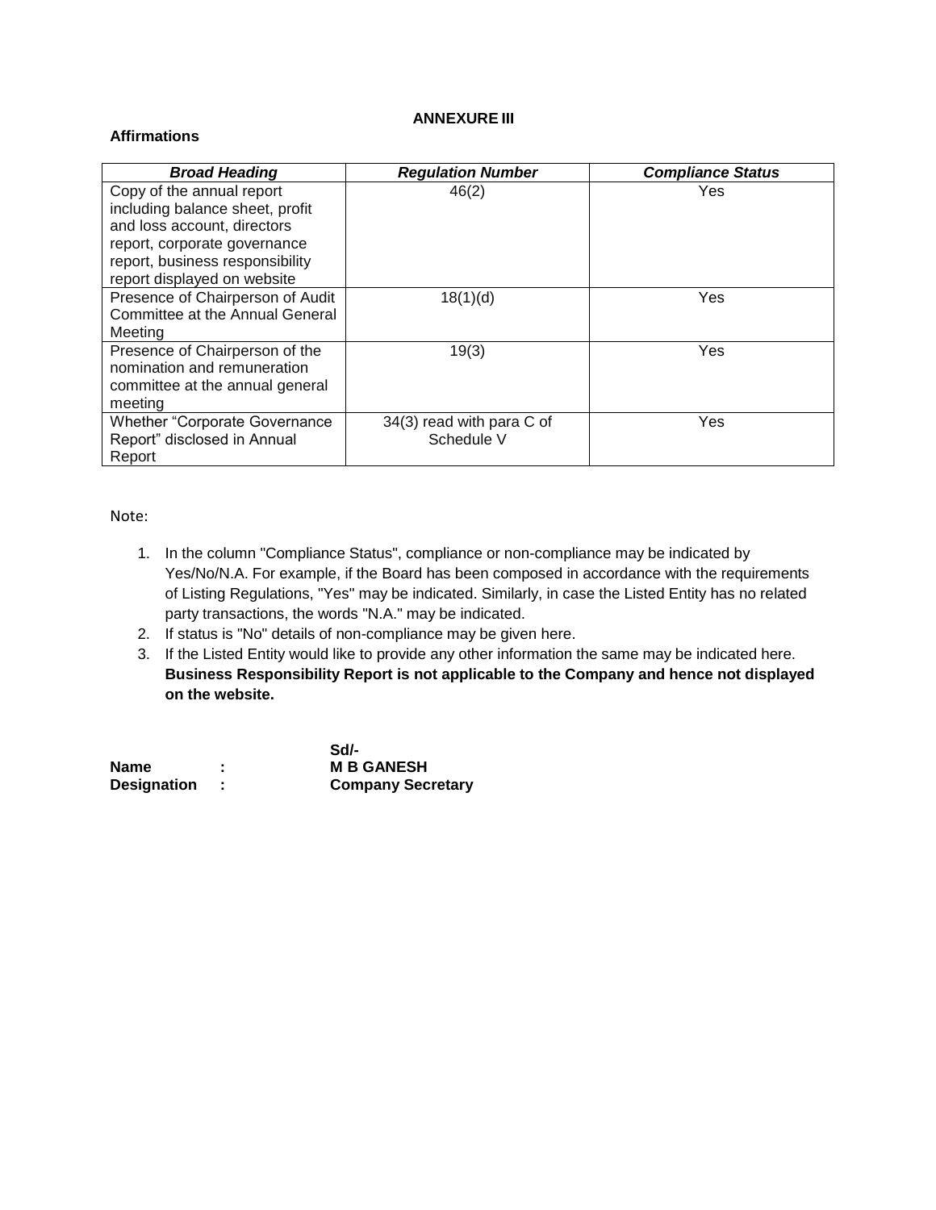**ANNEXURE III**

**Affirmations**

| ***Broad Heading*** | ***Regulation Number*** | ***Compliance Status*** |
|---|---|---|
| Copy of the annual report including balance sheet, profit and loss account, directors report, corporate governance report, business responsibility report displayed on website | 46(2) | Yes |
| Presence of Chairperson of Audit Committee at the Annual General Meeting | 18(1)(d) | Yes |
| Presence of Chairperson of the nomination and remuneration committee at the annual general meeting | 19(3) | Yes |
| Whether "Corporate Governance Report" disclosed in Annual Report | 34(3) read with para C of Schedule V | Yes |

Note:

1. In the column "Compliance Status", compliance or non-compliance may be indicated by Yes/No/N.A. For example, if the Board has been composed in accordance with the requirements of Listing Regulations, "Yes" may be indicated. Similarly, in case the Listed Entity has no related party transactions, the words "N.A." may be indicated.
2. If status is "No" details of non-compliance may be given here.
3. If the Listed Entity would like to provide any other information the same may be indicated here. **Business Responsibility Report is not applicable to the Company and hence not displayed on the website.**

**Sd/-**

**Name : M B GANESH**

**Designation : Company Secretary**